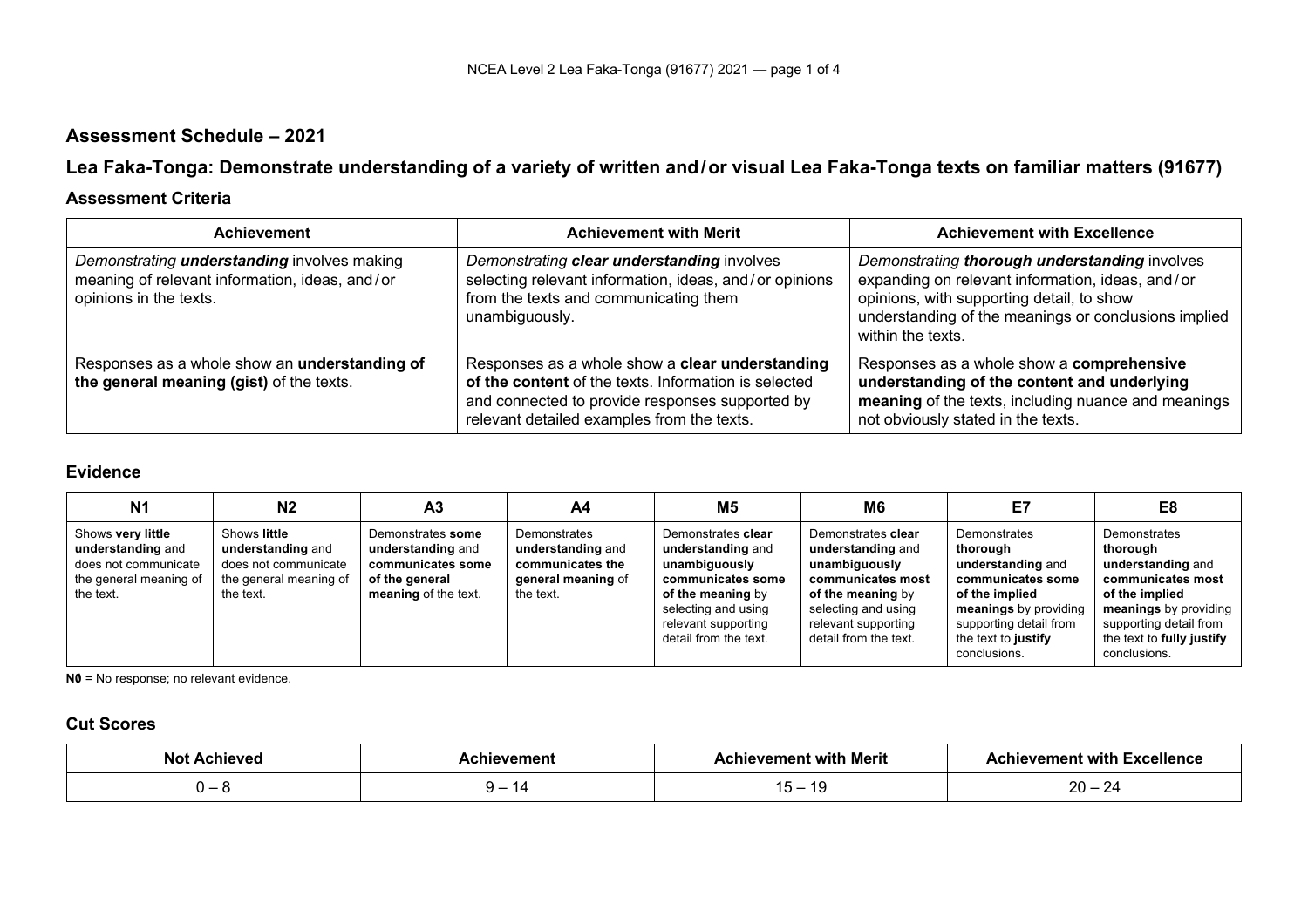## Assessment Schedule – 2021

## Lea Faka-Tonga: Demonstrate understanding of a variety of written and / or visual Lea Faka-Tonga texts on familiar matters (91677)

### Assessment Criteria

| Achievement | Achievement with Merit | Achievement with Excellence |
|---|---|---|
| *Demonstrating **understanding** involves making meaning of relevant information, ideas, and / or opinions in the texts.* | *Demonstrating **clear understanding** involves selecting relevant information, ideas, and / or opinions from the texts and communicating them unambiguously.* | *Demonstrating **thorough understanding** involves expanding on relevant information, ideas, and / or opinions, with supporting detail, to show understanding of the meanings or conclusions implied within the texts.* |
| Responses as a whole show an **understanding of the general meaning (gist)** of the texts. | Responses as a whole show a **clear understanding of the content** of the texts. Information is selected and connected to provide responses supported by relevant detailed examples from the texts. | Responses as a whole show a **comprehensive understanding of the content and underlying meaning** of the texts, including nuance and meanings not obviously stated in the texts. |

### Evidence

| N1 | N2 | A3 | A4 | M5 | M6 | E7 | E8 |
|---|---|---|---|---|---|---|---|
| Shows **very little understanding** and does not communicate the general meaning of the text. | Shows **little understanding** and does not communicate the general meaning of the text. | Demonstrates **some understanding** and **communicates some of the general meaning** of the text. | Demonstrates **understanding** and **communicates the general meaning** of the text. | Demonstrates **clear understanding** and **unambiguously communicates some of the meaning** by selecting and using relevant supporting detail from the text. | Demonstrates **clear understanding** and **unambiguously communicates most of the meaning** by selecting and using relevant supporting detail from the text. | Demonstrates **thorough understanding** and **communicates some of the implied meanings** by providing supporting detail from the text to **justify** conclusions. | Demonstrates **thorough understanding** and **communicates most of the implied meanings** by providing supporting detail from the text to **fully justify** conclusions. |

**N0** = No response; no relevant evidence.

### Cut Scores

| Not Achieved | Achievement | Achievement with Merit | Achievement with Excellence |
|---|---|---|---|
| 0 – 8 | 9 – 14 | 15 – 19 | 20 – 24 |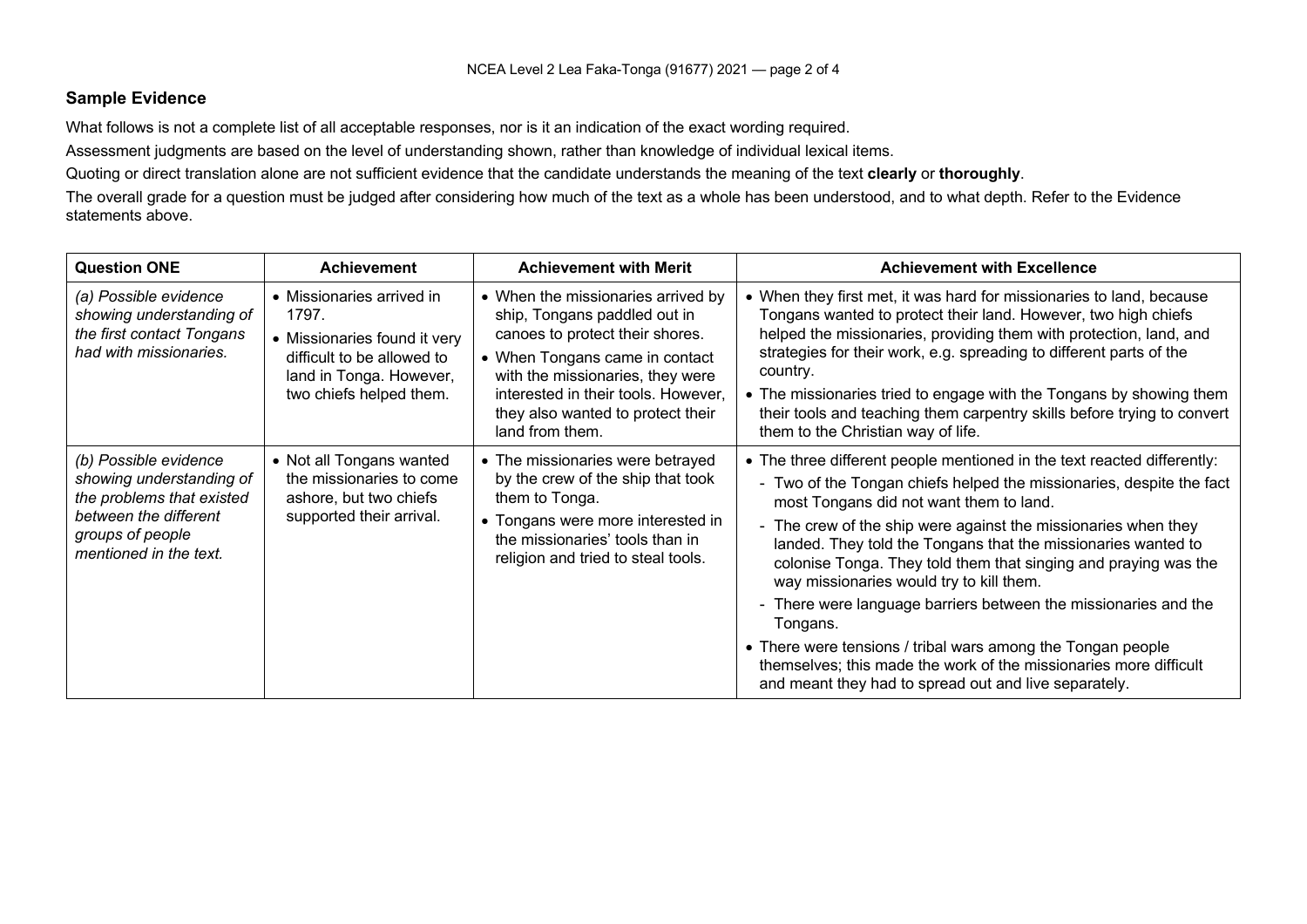## Sample Evidence

What follows is not a complete list of all acceptable responses, nor is it an indication of the exact wording required.

Assessment judgments are based on the level of understanding shown, rather than knowledge of individual lexical items.

Quoting or direct translation alone are not sufficient evidence that the candidate understands the meaning of the text **clearly** or **thoroughly**.

The overall grade for a question must be judged after considering how much of the text as a whole has been understood, and to what depth. Refer to the Evidence statements above.

| Question ONE | Achievement | Achievement with Merit | Achievement with Excellence |
|---|---|---|---|
| *(a) Possible evidence showing understanding of the first contact Tongans had with missionaries.* | • Missionaries arrived in 1797.<br>• Missionaries found it very difficult to be allowed to land in Tonga. However, two chiefs helped them. | • When the missionaries arrived by ship, Tongans paddled out in canoes to protect their shores.<br>• When Tongans came in contact with the missionaries, they were interested in their tools. However, they also wanted to protect their land from them. | • When they first met, it was hard for missionaries to land, because Tongans wanted to protect their land. However, two high chiefs helped the missionaries, providing them with protection, land, and strategies for their work, e.g. spreading to different parts of the country.<br>• The missionaries tried to engage with the Tongans by showing them their tools and teaching them carpentry skills before trying to convert them to the Christian way of life. |
| *(b) Possible evidence showing understanding of the problems that existed between the different groups of people mentioned in the text.* | • Not all Tongans wanted the missionaries to come ashore, but two chiefs supported their arrival. | • The missionaries were betrayed by the crew of the ship that took them to Tonga.<br>• Tongans were more interested in the missionaries' tools than in religion and tried to steal tools. | • The three different people mentioned in the text reacted differently:<br>- Two of the Tongan chiefs helped the missionaries, despite the fact most Tongans did not want them to land.<br>- The crew of the ship were against the missionaries when they landed. They told the Tongans that the missionaries wanted to colonise Tonga. They told them that singing and praying was the way missionaries would try to kill them.<br>- There were language barriers between the missionaries and the Tongans.<br>• There were tensions / tribal wars among the Tongan people themselves; this made the work of the missionaries more difficult and meant they had to spread out and live separately. |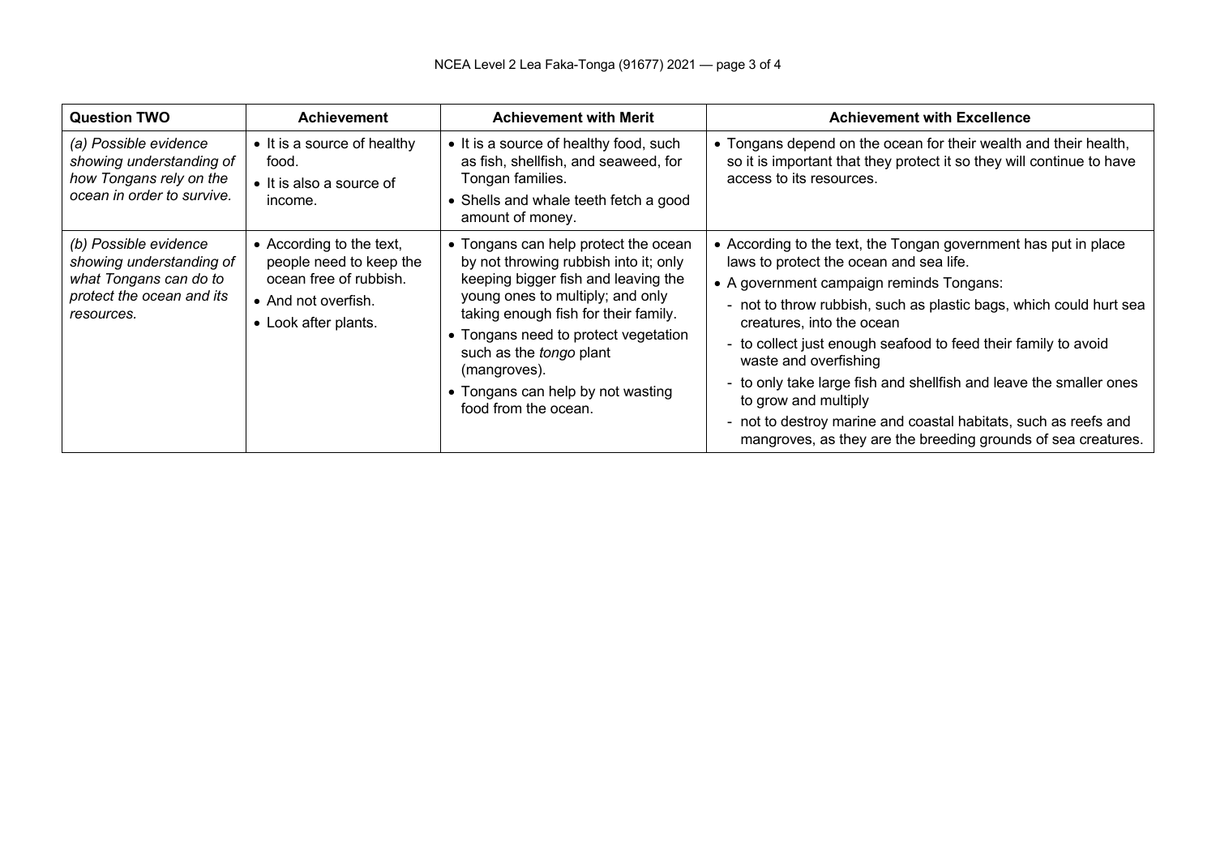| Question TWO | Achievement | Achievement with Merit | Achievement with Excellence |
|---|---|---|---|
| *(a) Possible evidence showing understanding of how Tongans rely on the ocean in order to survive.* | • It is a source of healthy food.<br>• It is also a source of income. | • It is a source of healthy food, such as fish, shellfish, and seaweed, for Tongan families.<br>• Shells and whale teeth fetch a good amount of money. | • Tongans depend on the ocean for their wealth and their health, so it is important that they protect it so they will continue to have access to its resources. |
| *(b) Possible evidence showing understanding of what Tongans can do to protect the ocean and its resources.* | • According to the text, people need to keep the ocean free of rubbish.<br>• And not overfish.<br>• Look after plants. | • Tongans can help protect the ocean by not throwing rubbish into it; only keeping bigger fish and leaving the young ones to multiply; and only taking enough fish for their family.<br>• Tongans need to protect vegetation such as the *tongo* plant (mangroves).<br>• Tongans can help by not wasting food from the ocean. | • According to the text, the Tongan government has put in place laws to protect the ocean and sea life.<br>• A government campaign reminds Tongans:<br>- not to throw rubbish, such as plastic bags, which could hurt sea creatures, into the ocean<br>- to collect just enough seafood to feed their family to avoid waste and overfishing<br>- to only take large fish and shellfish and leave the smaller ones to grow and multiply<br>- not to destroy marine and coastal habitats, such as reefs and mangroves, as they are the breeding grounds of sea creatures. |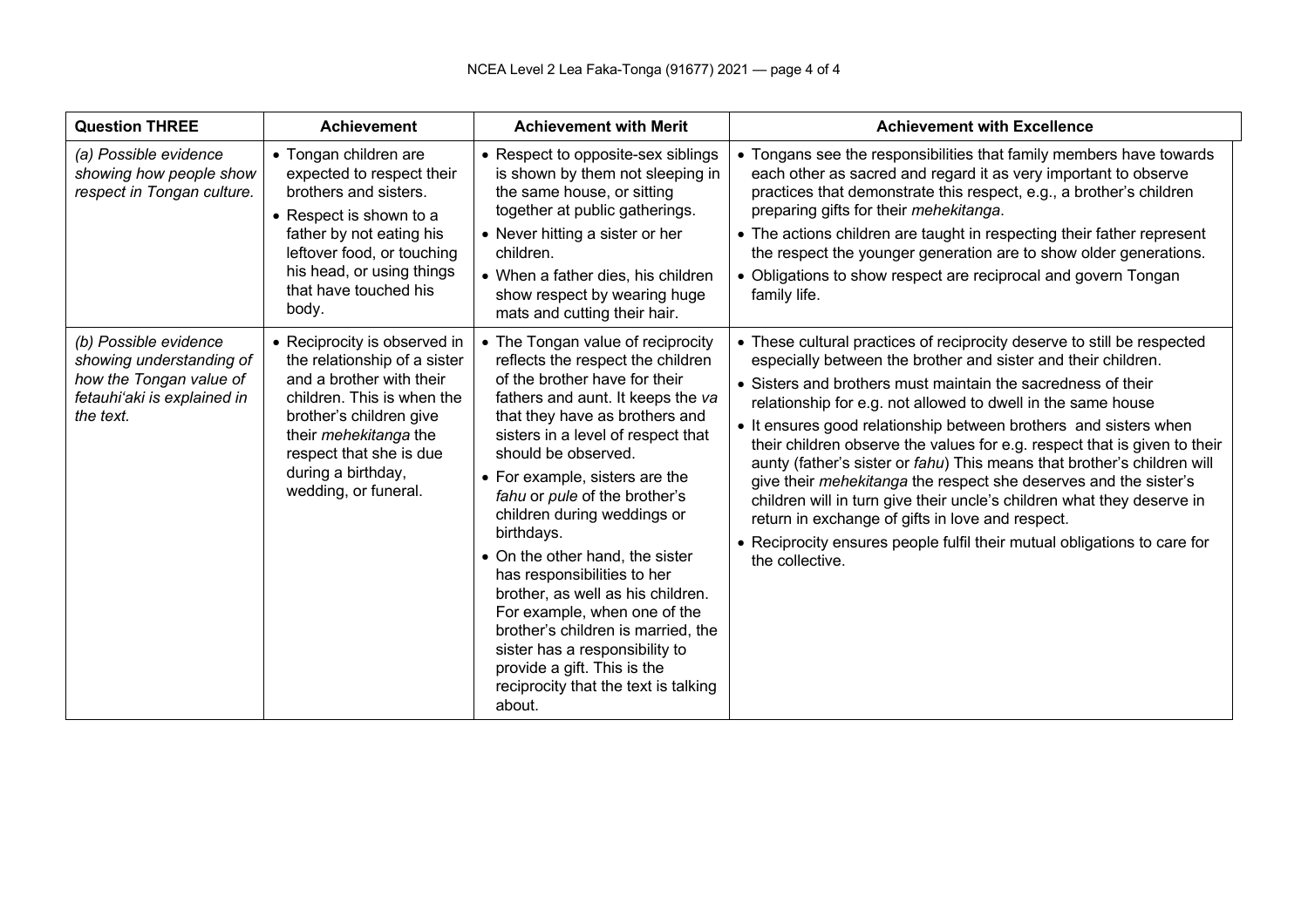| Question THREE | Achievement | Achievement with Merit | Achievement with Excellence |
|---|---|---|---|
| *(a) Possible evidence showing how people show respect in Tongan culture.* | • Tongan children are expected to respect their brothers and sisters.<br>• Respect is shown to a father by not eating his leftover food, or touching his head, or using things that have touched his body. | • Respect to opposite-sex siblings is shown by them not sleeping in the same house, or sitting together at public gatherings.<br>• Never hitting a sister or her children.<br>• When a father dies, his children show respect by wearing huge mats and cutting their hair. | • Tongans see the responsibilities that family members have towards each other as sacred and regard it as very important to observe practices that demonstrate this respect, e.g., a brother's children preparing gifts for their *mehekitanga*.<br>• The actions children are taught in respecting their father represent the respect the younger generation are to show older generations.<br>• Obligations to show respect are reciprocal and govern Tongan family life. |
| *(b) Possible evidence showing understanding of how the Tongan value of fetauhi'aki is explained in the text.* | • Reciprocity is observed in the relationship of a sister and a brother with their children. This is when the brother's children give their *mehekitanga* the respect that she is due during a birthday, wedding, or funeral. | • The Tongan value of reciprocity reflects the respect the children of the brother have for their fathers and aunt. It keeps the *va* that they have as brothers and sisters in a level of respect that should be observed.<br>• For example, sisters are the *fahu* or *pule* of the brother's children during weddings or birthdays.<br>• On the other hand, the sister has responsibilities to her brother, as well as his children. For example, when one of the brother's children is married, the sister has a responsibility to provide a gift. This is the reciprocity that the text is talking about. | • These cultural practices of reciprocity deserve to still be respected especially between the brother and sister and their children.<br>• Sisters and brothers must maintain the sacredness of their relationship for e.g. not allowed to dwell in the same house<br>• It ensures good relationship between brothers and sisters when their children observe the values for e.g. respect that is given to their aunty (father's sister or *fahu*) This means that brother's children will give their *mehekitanga* the respect she deserves and the sister's children will in turn give their uncle's children what they deserve in return in exchange of gifts in love and respect.<br>• Reciprocity ensures people fulfil their mutual obligations to care for the collective. |